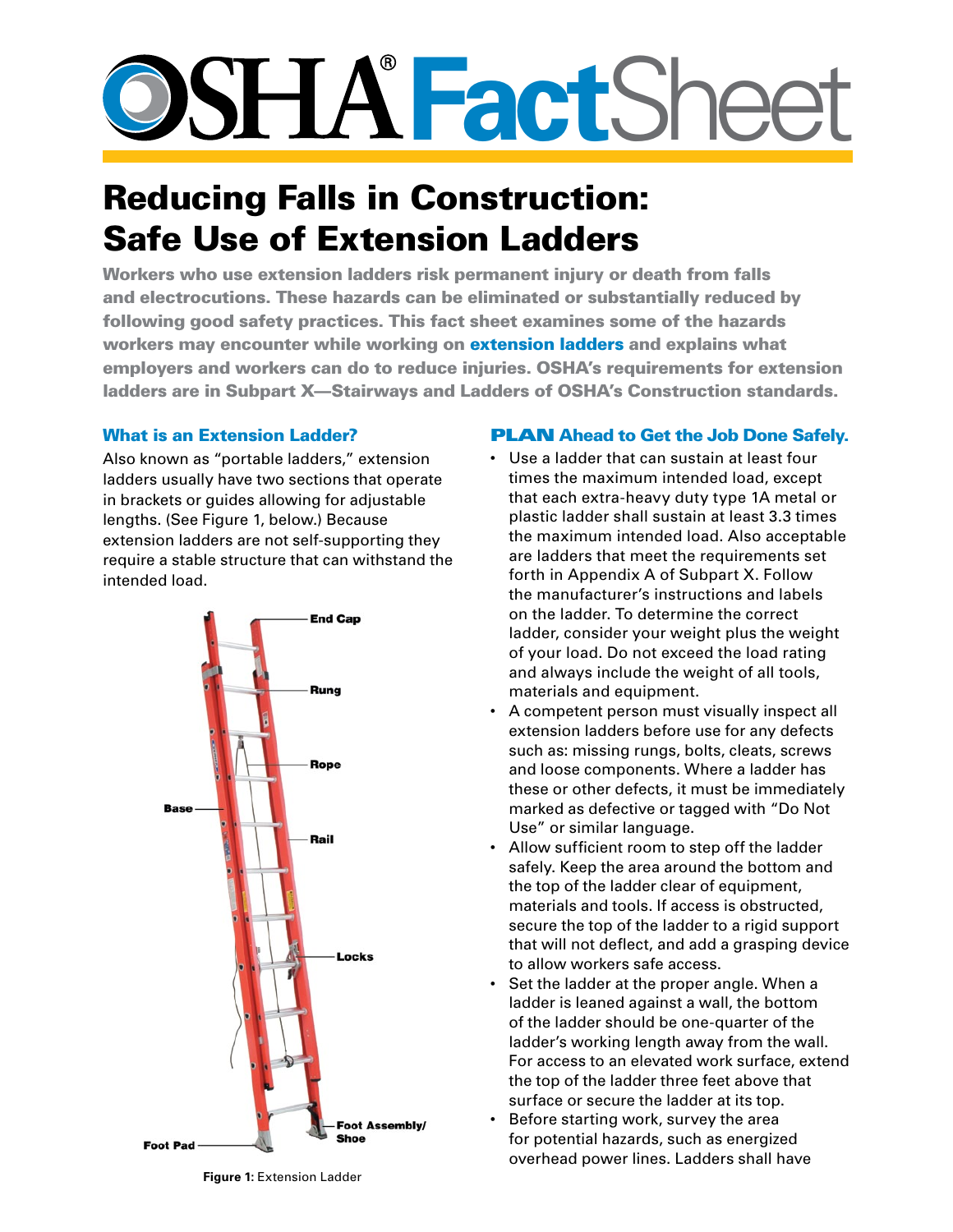# OSHA FactSheet

## Reducing Falls in Construction: Safe Use of Extension Ladders

**Workers who use extension ladders risk permanent injury or death from falls and electrocutions. These hazards can be eliminated or substantially reduced by following good safety practices. This fact sheet examines some of the hazards workers may encounter while working on extension ladders and explains what employers and workers can do to reduce injuries. OSHA's requirements for extension ladders are in Subpart X—Stairways and Ladders of OSHA's Construction standards.**

### What is an Extension Ladder?

Also known as "portable ladders," extension ladders usually have two sections that operate in brackets or guides allowing for adjustable lengths. (See Figure 1, below.) Because extension ladders are not self-supporting they require a stable structure that can withstand the intended load.

End Cap
Rung
Rope
Base
Rail
Locks
Foot Assembly/ Shoe
Foot Pad

**Figure 1:** Extension Ladder

### PLAN Ahead to Get the Job Done Safely.

- Use a ladder that can sustain at least four times the maximum intended load, except that each extra-heavy duty type 1A metal or plastic ladder shall sustain at least 3.3 times the maximum intended load. Also acceptable are ladders that meet the requirements set forth in Appendix A of Subpart X. Follow the manufacturer's instructions and labels on the ladder. To determine the correct ladder, consider your weight plus the weight of your load. Do not exceed the load rating and always include the weight of all tools, materials and equipment.
- A competent person must visually inspect all extension ladders before use for any defects such as: missing rungs, bolts, cleats, screws and loose components. Where a ladder has these or other defects, it must be immediately marked as defective or tagged with "Do Not Use" or similar language.
- Allow sufficient room to step off the ladder safely. Keep the area around the bottom and the top of the ladder clear of equipment, materials and tools. If access is obstructed, secure the top of the ladder to a rigid support that will not deflect, and add a grasping device to allow workers safe access.
- Set the ladder at the proper angle. When a ladder is leaned against a wall, the bottom of the ladder should be one-quarter of the ladder's working length away from the wall. For access to an elevated work surface, extend the top of the ladder three feet above that surface or secure the ladder at its top.
- Before starting work, survey the area for potential hazards, such as energized overhead power lines. Ladders shall have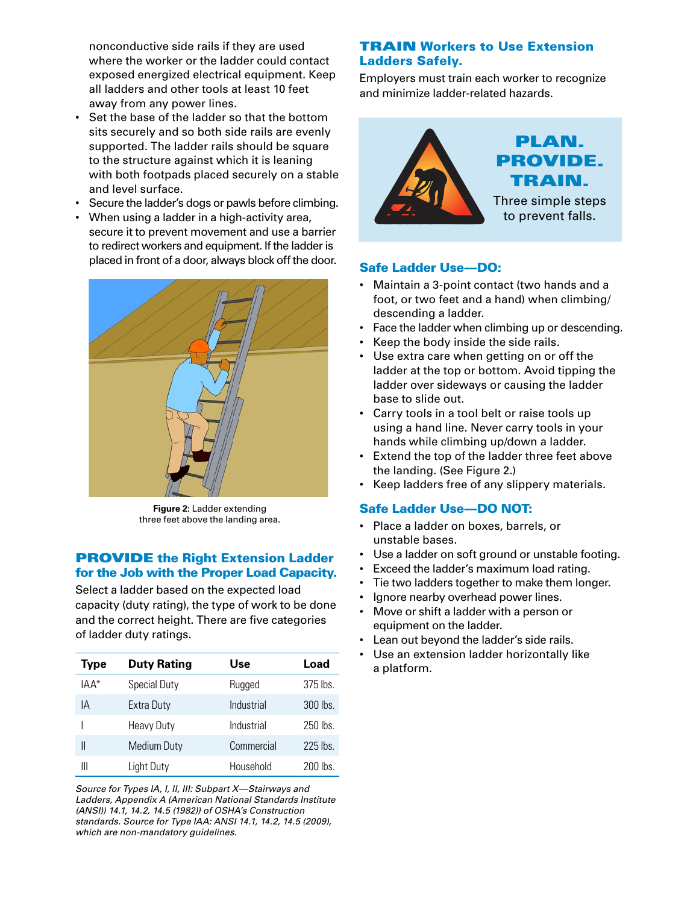nonconductive side rails if they are used where the worker or the ladder could contact exposed energized electrical equipment. Keep all ladders and other tools at least 10 feet away from any power lines.

- Set the base of the ladder so that the bottom sits securely and so both side rails are evenly supported. The ladder rails should be square to the structure against which it is leaning with both footpads placed securely on a stable and level surface.
- Secure the ladder's dogs or pawls before climbing.
- When using a ladder in a high-activity area, secure it to prevent movement and use a barrier to redirect workers and equipment. If the ladder is placed in front of a door, always block off the door.

**Figure 2:** Ladder extending three feet above the landing area.

## PROVIDE the Right Extension Ladder for the Job with the Proper Load Capacity.

Select a ladder based on the expected load capacity (duty rating), the type of work to be done and the correct height. There are five categories of ladder duty ratings.

| Type | Duty Rating | Use | Load |
|---|---|---|---|
| IAA* | Special Duty | Rugged | 375 lbs. |
| IA | Extra Duty | Industrial | 300 lbs. |
| I | Heavy Duty | Industrial | 250 lbs. |
| II | Medium Duty | Commercial | 225 lbs. |
| III | Light Duty | Household | 200 lbs. |

*Source for Types IA, I, II, III: Subpart X—Stairways and Ladders, Appendix A (American National Standards Institute (ANSI)) 14.1, 14.2, 14.5 (1982)) of OSHA's Construction standards. Source for Type IAA: ANSI 14.1, 14.2, 14.5 (2009), which are non-mandatory guidelines.*

## TRAIN Workers to Use Extension Ladders Safely.

Employers must train each worker to recognize and minimize ladder-related hazards.

**PLAN. PROVIDE. TRAIN.**

Three simple steps to prevent falls.

### Safe Ladder Use—DO:

- Maintain a 3-point contact (two hands and a foot, or two feet and a hand) when climbing/descending a ladder.
- Face the ladder when climbing up or descending.
- Keep the body inside the side rails.
- Use extra care when getting on or off the ladder at the top or bottom. Avoid tipping the ladder over sideways or causing the ladder base to slide out.
- Carry tools in a tool belt or raise tools up using a hand line. Never carry tools in your hands while climbing up/down a ladder.
- Extend the top of the ladder three feet above the landing. (See Figure 2.)
- Keep ladders free of any slippery materials.

### Safe Ladder Use—DO NOT:

- Place a ladder on boxes, barrels, or unstable bases.
- Use a ladder on soft ground or unstable footing.
- Exceed the ladder's maximum load rating.
- Tie two ladders together to make them longer.
- Ignore nearby overhead power lines.
- Move or shift a ladder with a person or equipment on the ladder.
- Lean out beyond the ladder's side rails.
- Use an extension ladder horizontally like a platform.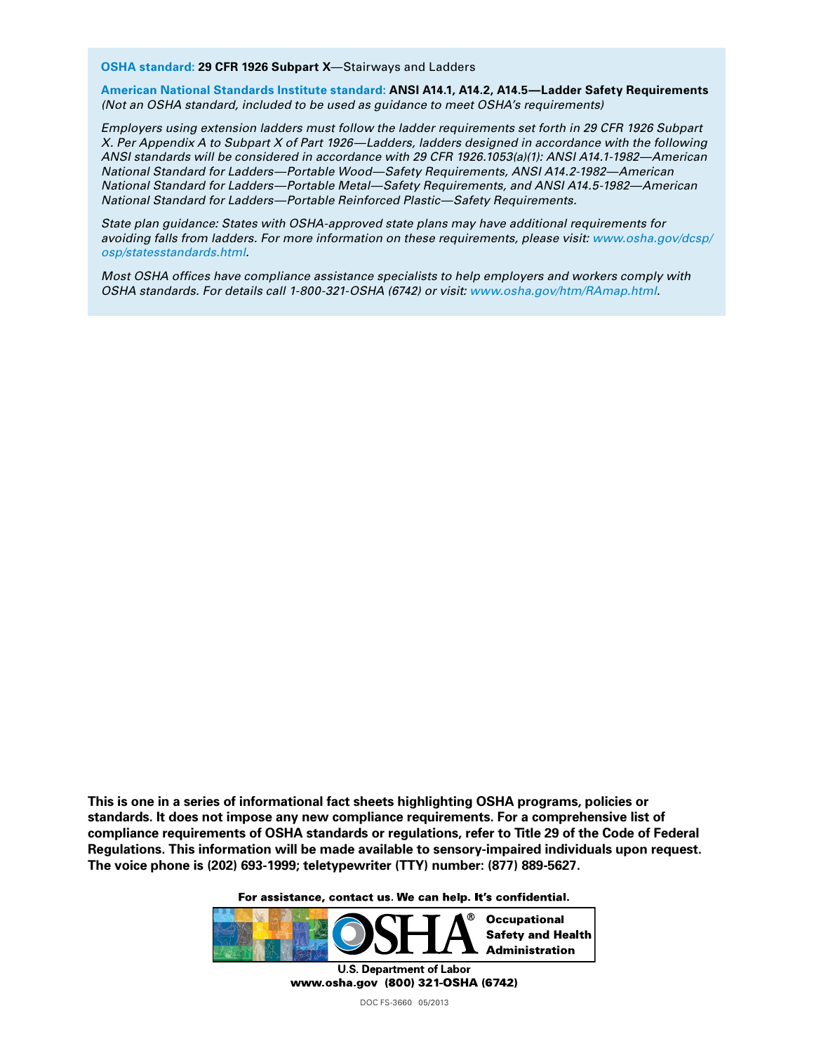**OSHA standard:** **29 CFR 1926 Subpart X**—Stairways and Ladders

**American National Standards Institute standard:** **ANSI A14.1, A14.2, A14.5—Ladder Safety Requirements**
*(Not an OSHA standard, included to be used as guidance to meet OSHA's requirements)*

*Employers using extension ladders must follow the ladder requirements set forth in 29 CFR 1926 Subpart X. Per Appendix A to Subpart X of Part 1926—Ladders, ladders designed in accordance with the following ANSI standards will be considered in accordance with 29 CFR 1926.1053(a)(1): ANSI A14.1-1982—American National Standard for Ladders—Portable Wood—Safety Requirements, ANSI A14.2-1982—American National Standard for Ladders—Portable Metal—Safety Requirements, and ANSI A14.5-1982—American National Standard for Ladders—Portable Reinforced Plastic—Safety Requirements.*

*State plan guidance: States with OSHA-approved state plans may have additional requirements for avoiding falls from ladders. For more information on these requirements, please visit: www.osha.gov/dcsp/osp/statesstandards.html.*

*Most OSHA offices have compliance assistance specialists to help employers and workers comply with OSHA standards. For details call 1-800-321-OSHA (6742) or visit: www.osha.gov/htm/RAmap.html.*

**This is one in a series of informational fact sheets highlighting OSHA programs, policies or standards. It does not impose any new compliance requirements. For a comprehensive list of compliance requirements of OSHA standards or regulations, refer to Title 29 of the Code of Federal Regulations. This information will be made available to sensory-impaired individuals upon request. The voice phone is (202) 693-1999; teletypewriter (TTY) number: (877) 889-5627.**

**For assistance, contact us. We can help. It's confidential.**

**OSHA® Occupational Safety and Health Administration**

**U.S. Department of Labor**
**www.osha.gov (800) 321-OSHA (6742)**

DOC FS-3660 05/2013